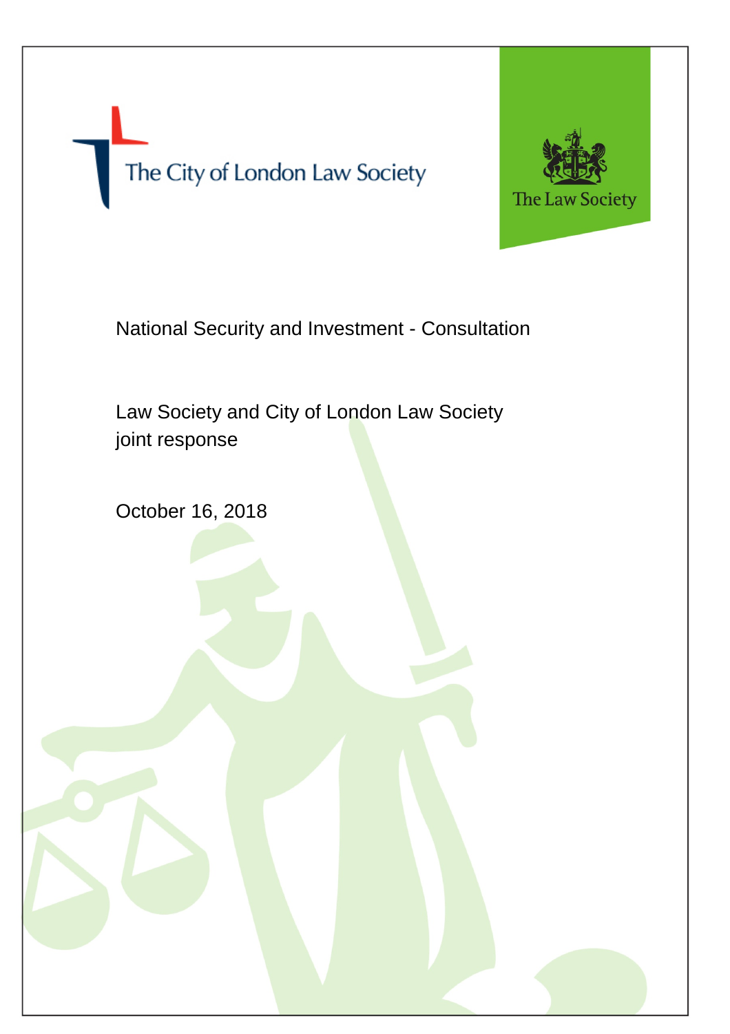The City of London Law Society

The Law Society

# National Security and Investment - Consultation

Law Society and City of London Law Society joint response

October 16, 2018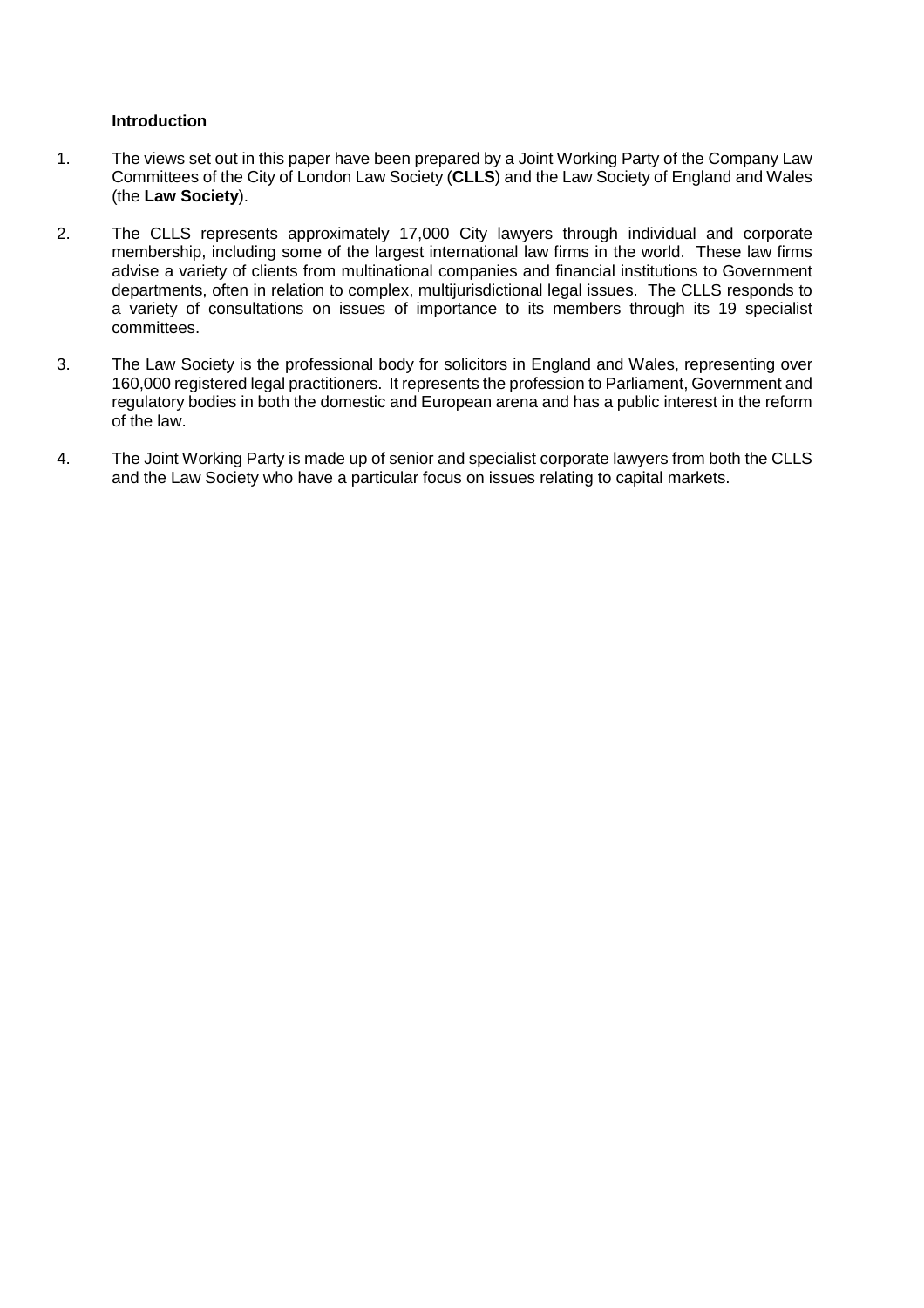**Introduction**

1. The views set out in this paper have been prepared by a Joint Working Party of the Company Law Committees of the City of London Law Society (**CLLS**) and the Law Society of England and Wales (the **Law Society**).

2. The CLLS represents approximately 17,000 City lawyers through individual and corporate membership, including some of the largest international law firms in the world. These law firms advise a variety of clients from multinational companies and financial institutions to Government departments, often in relation to complex, multijurisdictional legal issues. The CLLS responds to a variety of consultations on issues of importance to its members through its 19 specialist committees.

3. The Law Society is the professional body for solicitors in England and Wales, representing over 160,000 registered legal practitioners. It represents the profession to Parliament, Government and regulatory bodies in both the domestic and European arena and has a public interest in the reform of the law.

4. The Joint Working Party is made up of senior and specialist corporate lawyers from both the CLLS and the Law Society who have a particular focus on issues relating to capital markets.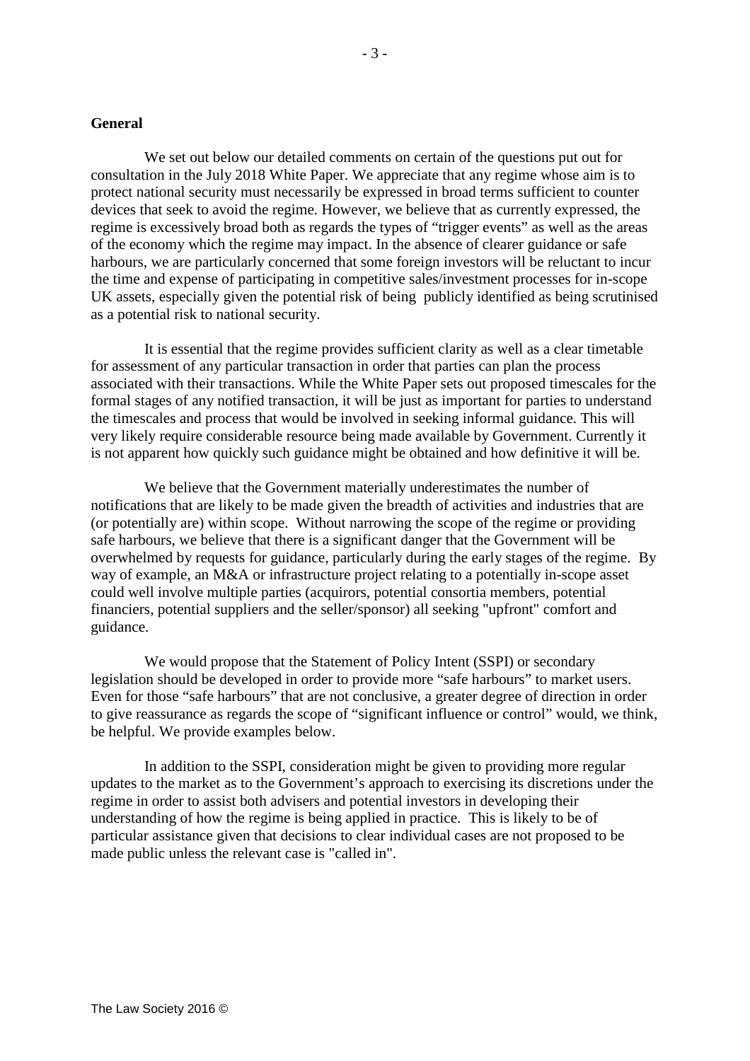**General**

We set out below our detailed comments on certain of the questions put out for consultation in the July 2018 White Paper. We appreciate that any regime whose aim is to protect national security must necessarily be expressed in broad terms sufficient to counter devices that seek to avoid the regime. However, we believe that as currently expressed, the regime is excessively broad both as regards the types of "trigger events" as well as the areas of the economy which the regime may impact. In the absence of clearer guidance or safe harbours, we are particularly concerned that some foreign investors will be reluctant to incur the time and expense of participating in competitive sales/investment processes for in-scope UK assets, especially given the potential risk of being publicly identified as being scrutinised as a potential risk to national security.

It is essential that the regime provides sufficient clarity as well as a clear timetable for assessment of any particular transaction in order that parties can plan the process associated with their transactions. While the White Paper sets out proposed timescales for the formal stages of any notified transaction, it will be just as important for parties to understand the timescales and process that would be involved in seeking informal guidance. This will very likely require considerable resource being made available by Government. Currently it is not apparent how quickly such guidance might be obtained and how definitive it will be.

We believe that the Government materially underestimates the number of notifications that are likely to be made given the breadth of activities and industries that are (or potentially are) within scope. Without narrowing the scope of the regime or providing safe harbours, we believe that there is a significant danger that the Government will be overwhelmed by requests for guidance, particularly during the early stages of the regime. By way of example, an M&A or infrastructure project relating to a potentially in-scope asset could well involve multiple parties (acquirors, potential consortia members, potential financiers, potential suppliers and the seller/sponsor) all seeking "upfront" comfort and guidance.

We would propose that the Statement of Policy Intent (SSPI) or secondary legislation should be developed in order to provide more "safe harbours" to market users. Even for those "safe harbours" that are not conclusive, a greater degree of direction in order to give reassurance as regards the scope of "significant influence or control" would, we think, be helpful. We provide examples below.

In addition to the SSPI, consideration might be given to providing more regular updates to the market as to the Government's approach to exercising its discretions under the regime in order to assist both advisers and potential investors in developing their understanding of how the regime is being applied in practice. This is likely to be of particular assistance given that decisions to clear individual cases are not proposed to be made public unless the relevant case is "called in".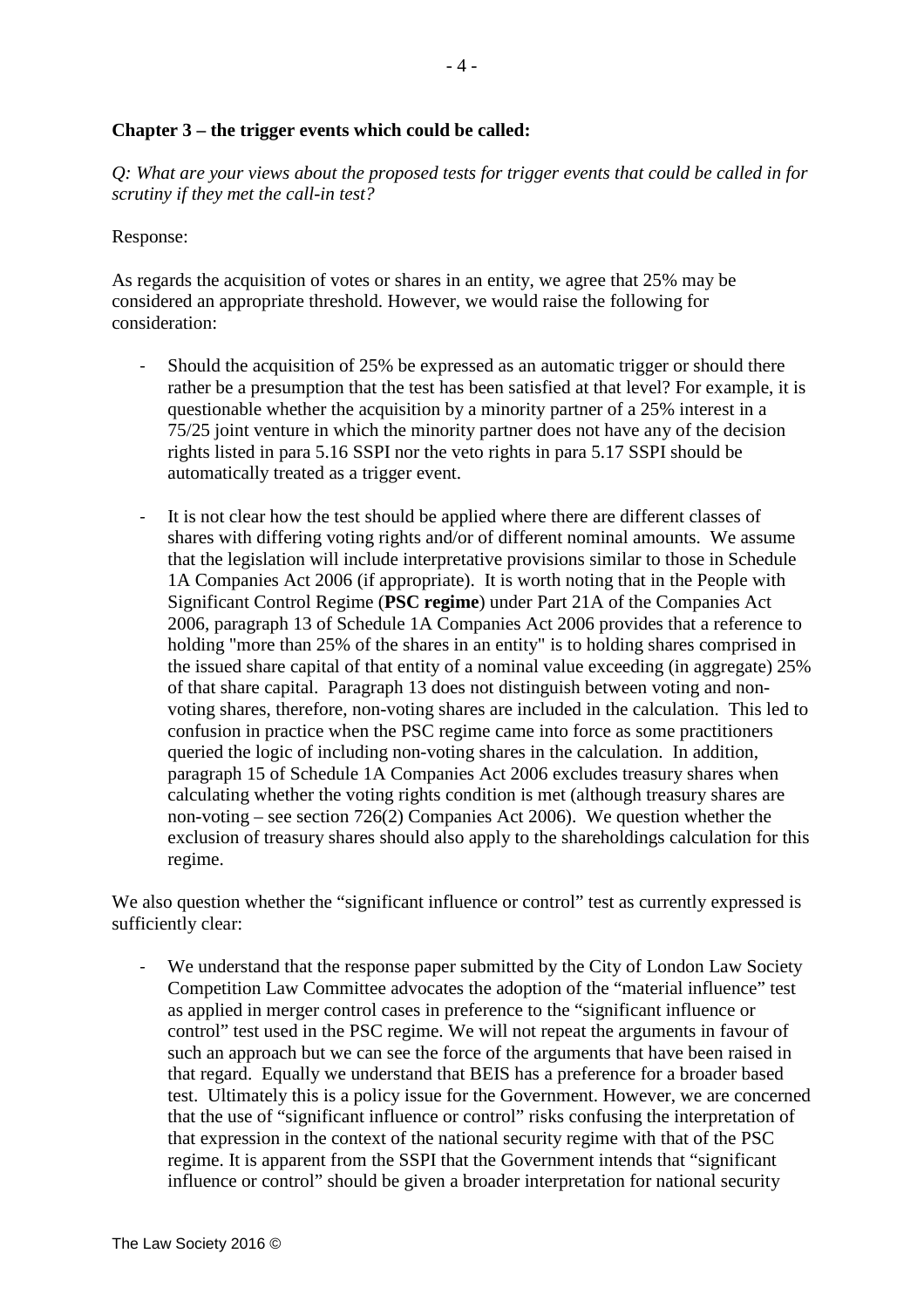**Chapter 3 – the trigger events which could be called:**

*Q: What are your views about the proposed tests for trigger events that could be called in for scrutiny if they met the call-in test?*

Response:

As regards the acquisition of votes or shares in an entity, we agree that 25% may be considered an appropriate threshold. However, we would raise the following for consideration:

- Should the acquisition of 25% be expressed as an automatic trigger or should there rather be a presumption that the test has been satisfied at that level? For example, it is questionable whether the acquisition by a minority partner of a 25% interest in a 75/25 joint venture in which the minority partner does not have any of the decision rights listed in para 5.16 SSPI nor the veto rights in para 5.17 SSPI should be automatically treated as a trigger event.

- It is not clear how the test should be applied where there are different classes of shares with differing voting rights and/or of different nominal amounts. We assume that the legislation will include interpretative provisions similar to those in Schedule 1A Companies Act 2006 (if appropriate). It is worth noting that in the People with Significant Control Regime (**PSC regime**) under Part 21A of the Companies Act 2006, paragraph 13 of Schedule 1A Companies Act 2006 provides that a reference to holding "more than 25% of the shares in an entity" is to holding shares comprised in the issued share capital of that entity of a nominal value exceeding (in aggregate) 25% of that share capital. Paragraph 13 does not distinguish between voting and non-voting shares, therefore, non-voting shares are included in the calculation. This led to confusion in practice when the PSC regime came into force as some practitioners queried the logic of including non-voting shares in the calculation. In addition, paragraph 15 of Schedule 1A Companies Act 2006 excludes treasury shares when calculating whether the voting rights condition is met (although treasury shares are non-voting – see section 726(2) Companies Act 2006). We question whether the exclusion of treasury shares should also apply to the shareholdings calculation for this regime.

We also question whether the "significant influence or control" test as currently expressed is sufficiently clear:

- We understand that the response paper submitted by the City of London Law Society Competition Law Committee advocates the adoption of the "material influence" test as applied in merger control cases in preference to the "significant influence or control" test used in the PSC regime. We will not repeat the arguments in favour of such an approach but we can see the force of the arguments that have been raised in that regard. Equally we understand that BEIS has a preference for a broader based test. Ultimately this is a policy issue for the Government. However, we are concerned that the use of "significant influence or control" risks confusing the interpretation of that expression in the context of the national security regime with that of the PSC regime. It is apparent from the SSPI that the Government intends that "significant influence or control" should be given a broader interpretation for national security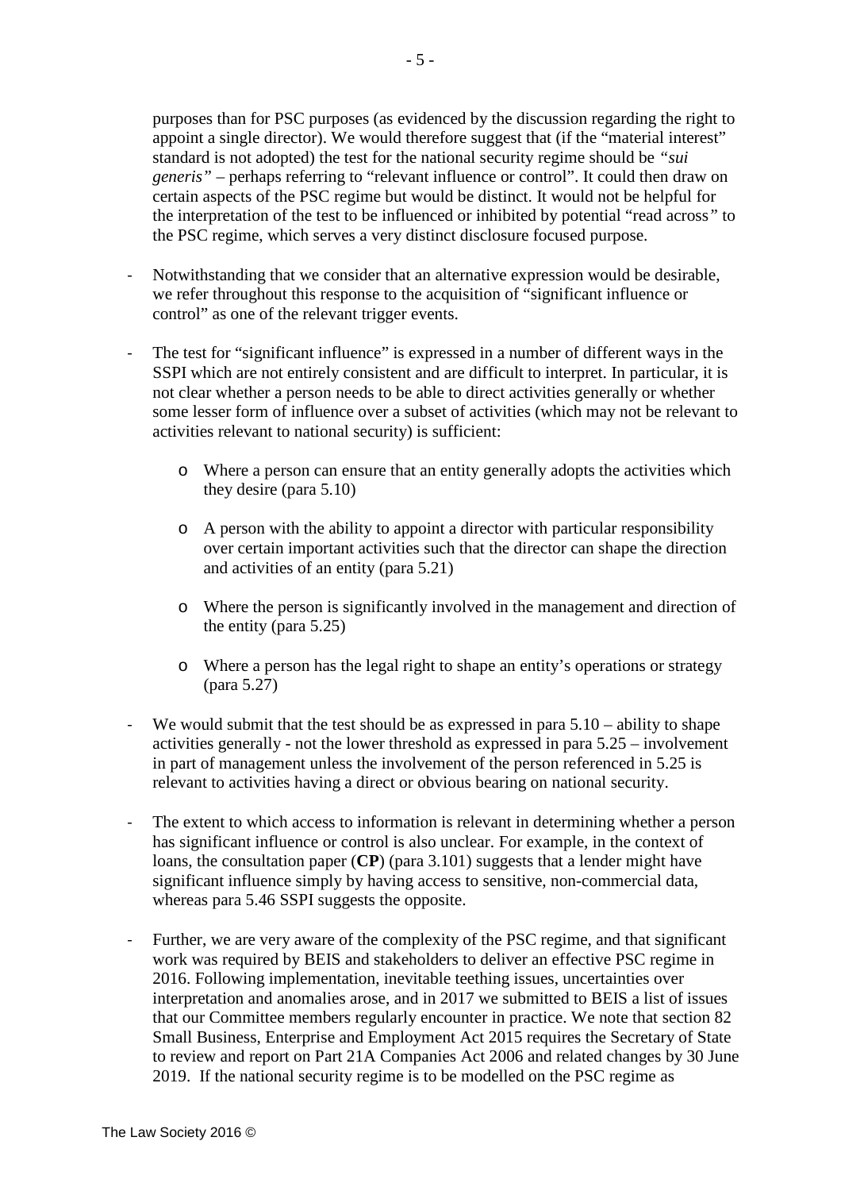purposes than for PSC purposes (as evidenced by the discussion regarding the right to appoint a single director). We would therefore suggest that (if the "material interest" standard is not adopted) the test for the national security regime should be *"sui generis"* – perhaps referring to "relevant influence or control". It could then draw on certain aspects of the PSC regime but would be distinct. It would not be helpful for the interpretation of the test to be influenced or inhibited by potential "read across" to the PSC regime, which serves a very distinct disclosure focused purpose.

- Notwithstanding that we consider that an alternative expression would be desirable, we refer throughout this response to the acquisition of "significant influence or control" as one of the relevant trigger events.

- The test for "significant influence" is expressed in a number of different ways in the SSPI which are not entirely consistent and are difficult to interpret. In particular, it is not clear whether a person needs to be able to direct activities generally or whether some lesser form of influence over a subset of activities (which may not be relevant to activities relevant to national security) is sufficient:

  - Where a person can ensure that an entity generally adopts the activities which they desire (para 5.10)

  - A person with the ability to appoint a director with particular responsibility over certain important activities such that the director can shape the direction and activities of an entity (para 5.21)

  - Where the person is significantly involved in the management and direction of the entity (para 5.25)

  - Where a person has the legal right to shape an entity's operations or strategy (para 5.27)

- We would submit that the test should be as expressed in para 5.10 – ability to shape activities generally - not the lower threshold as expressed in para 5.25 – involvement in part of management unless the involvement of the person referenced in 5.25 is relevant to activities having a direct or obvious bearing on national security.

- The extent to which access to information is relevant in determining whether a person has significant influence or control is also unclear. For example, in the context of loans, the consultation paper (**CP**) (para 3.101) suggests that a lender might have significant influence simply by having access to sensitive, non-commercial data, whereas para 5.46 SSPI suggests the opposite.

- Further, we are very aware of the complexity of the PSC regime, and that significant work was required by BEIS and stakeholders to deliver an effective PSC regime in 2016. Following implementation, inevitable teething issues, uncertainties over interpretation and anomalies arose, and in 2017 we submitted to BEIS a list of issues that our Committee members regularly encounter in practice. We note that section 82 Small Business, Enterprise and Employment Act 2015 requires the Secretary of State to review and report on Part 21A Companies Act 2006 and related changes by 30 June 2019. If the national security regime is to be modelled on the PSC regime as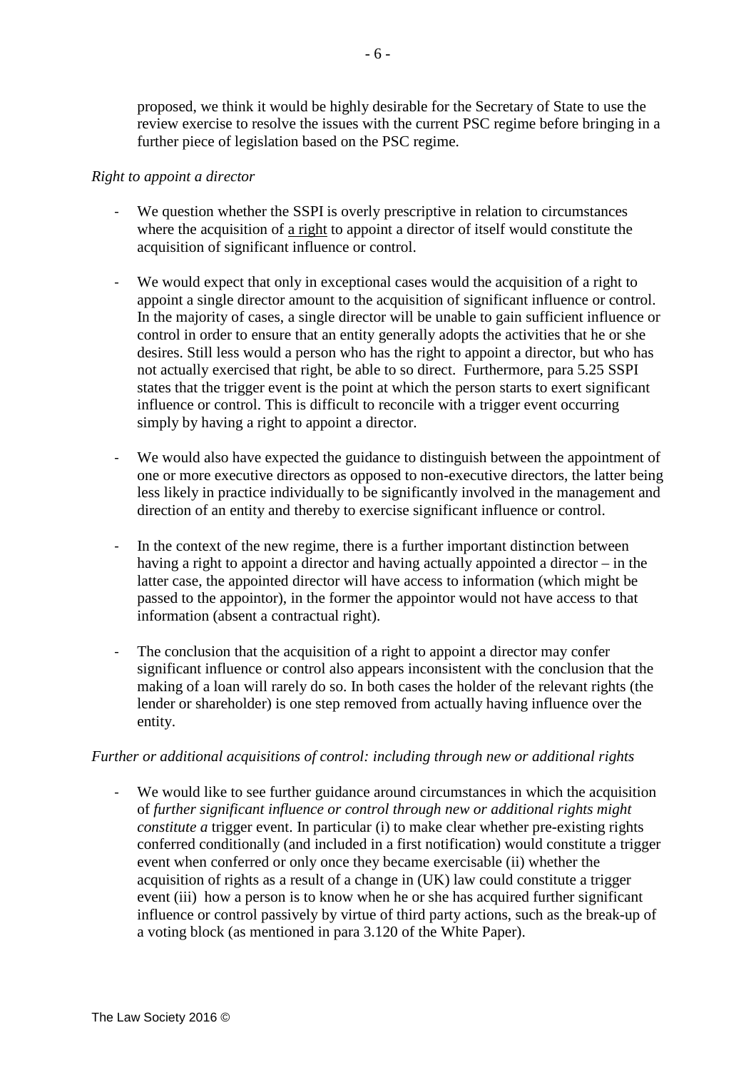proposed, we think it would be highly desirable for the Secretary of State to use the review exercise to resolve the issues with the current PSC regime before bringing in a further piece of legislation based on the PSC regime.

*Right to appoint a director*

- We question whether the SSPI is overly prescriptive in relation to circumstances where the acquisition of <u>a right</u> to appoint a director of itself would constitute the acquisition of significant influence or control.

- We would expect that only in exceptional cases would the acquisition of a right to appoint a single director amount to the acquisition of significant influence or control. In the majority of cases, a single director will be unable to gain sufficient influence or control in order to ensure that an entity generally adopts the activities that he or she desires. Still less would a person who has the right to appoint a director, but who has not actually exercised that right, be able to so direct. Furthermore, para 5.25 SSPI states that the trigger event is the point at which the person starts to exert significant influence or control. This is difficult to reconcile with a trigger event occurring simply by having a right to appoint a director.

- We would also have expected the guidance to distinguish between the appointment of one or more executive directors as opposed to non-executive directors, the latter being less likely in practice individually to be significantly involved in the management and direction of an entity and thereby to exercise significant influence or control.

- In the context of the new regime, there is a further important distinction between having a right to appoint a director and having actually appointed a director – in the latter case, the appointed director will have access to information (which might be passed to the appointor), in the former the appointor would not have access to that information (absent a contractual right).

- The conclusion that the acquisition of a right to appoint a director may confer significant influence or control also appears inconsistent with the conclusion that the making of a loan will rarely do so. In both cases the holder of the relevant rights (the lender or shareholder) is one step removed from actually having influence over the entity.

*Further or additional acquisitions of control: including through new or additional rights*

- We would like to see further guidance around circumstances in which the acquisition of *further significant influence or control through new or additional rights might constitute a* trigger event. In particular (i) to make clear whether pre-existing rights conferred conditionally (and included in a first notification) would constitute a trigger event when conferred or only once they became exercisable (ii) whether the acquisition of rights as a result of a change in (UK) law could constitute a trigger event (iii) how a person is to know when he or she has acquired further significant influence or control passively by virtue of third party actions, such as the break-up of a voting block (as mentioned in para 3.120 of the White Paper).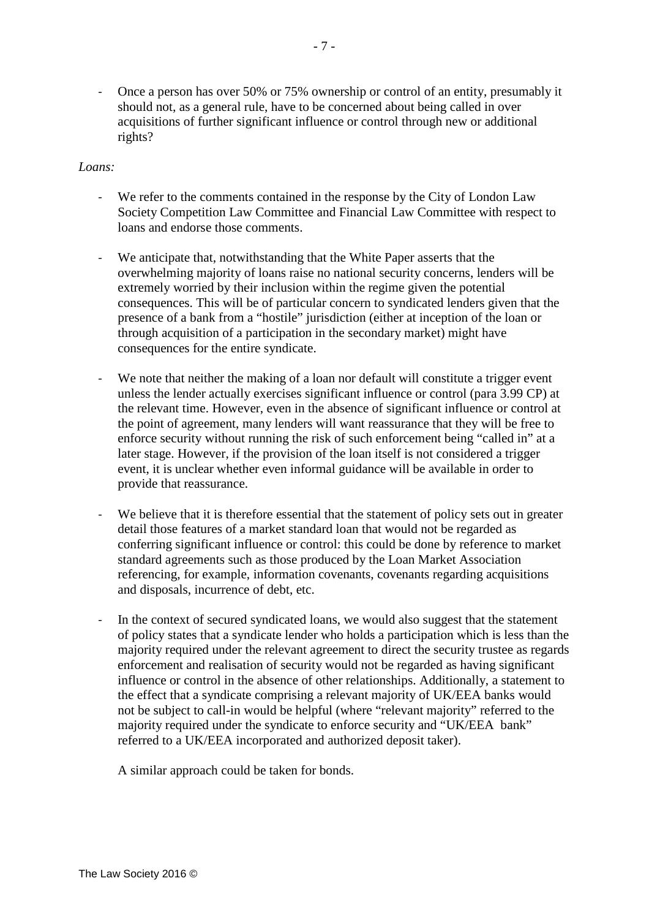- Once a person has over 50% or 75% ownership or control of an entity, presumably it should not, as a general rule, have to be concerned about being called in over acquisitions of further significant influence or control through new or additional rights?

*Loans:*

- We refer to the comments contained in the response by the City of London Law Society Competition Law Committee and Financial Law Committee with respect to loans and endorse those comments.

- We anticipate that, notwithstanding that the White Paper asserts that the overwhelming majority of loans raise no national security concerns, lenders will be extremely worried by their inclusion within the regime given the potential consequences. This will be of particular concern to syndicated lenders given that the presence of a bank from a "hostile" jurisdiction (either at inception of the loan or through acquisition of a participation in the secondary market) might have consequences for the entire syndicate.

- We note that neither the making of a loan nor default will constitute a trigger event unless the lender actually exercises significant influence or control (para 3.99 CP) at the relevant time. However, even in the absence of significant influence or control at the point of agreement, many lenders will want reassurance that they will be free to enforce security without running the risk of such enforcement being "called in" at a later stage. However, if the provision of the loan itself is not considered a trigger event, it is unclear whether even informal guidance will be available in order to provide that reassurance.

- We believe that it is therefore essential that the statement of policy sets out in greater detail those features of a market standard loan that would not be regarded as conferring significant influence or control: this could be done by reference to market standard agreements such as those produced by the Loan Market Association referencing, for example, information covenants, covenants regarding acquisitions and disposals, incurrence of debt, etc.

- In the context of secured syndicated loans, we would also suggest that the statement of policy states that a syndicate lender who holds a participation which is less than the majority required under the relevant agreement to direct the security trustee as regards enforcement and realisation of security would not be regarded as having significant influence or control in the absence of other relationships. Additionally, a statement to the effect that a syndicate comprising a relevant majority of UK/EEA banks would not be subject to call-in would be helpful (where "relevant majority" referred to the majority required under the syndicate to enforce security and "UK/EEA bank" referred to a UK/EEA incorporated and authorized deposit taker).

  A similar approach could be taken for bonds.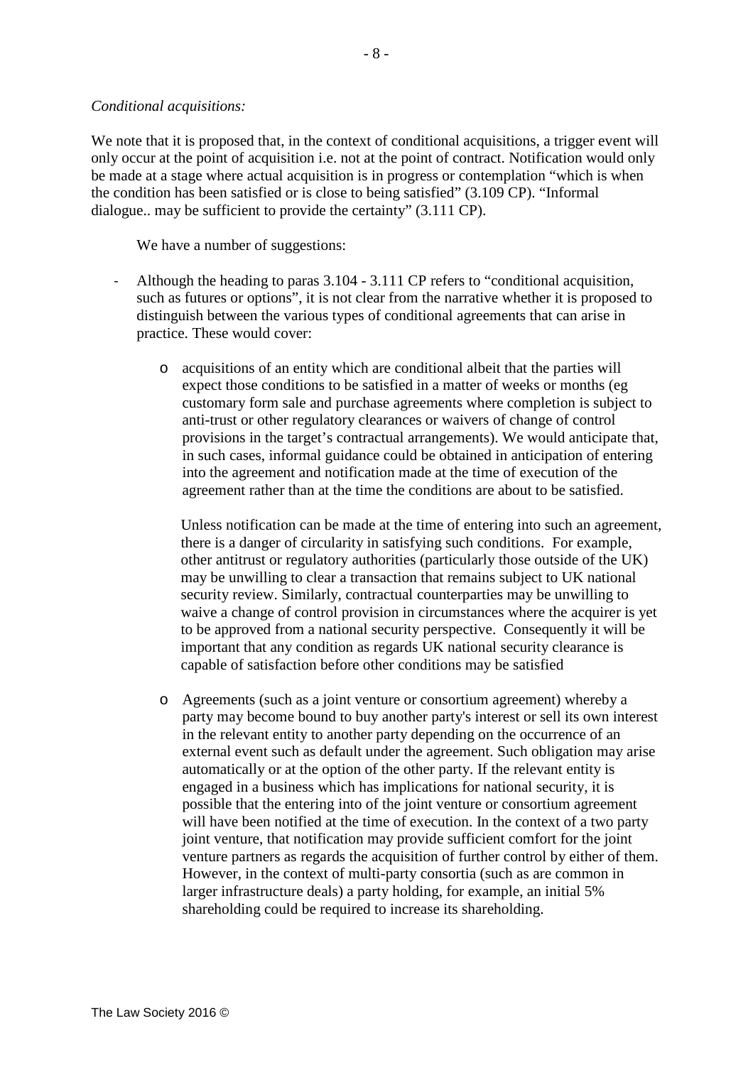*Conditional acquisitions:*

We note that it is proposed that, in the context of conditional acquisitions, a trigger event will only occur at the point of acquisition i.e. not at the point of contract. Notification would only be made at a stage where actual acquisition is in progress or contemplation "which is when the condition has been satisfied or is close to being satisfied" (3.109 CP). "Informal dialogue.. may be sufficient to provide the certainty" (3.111 CP).

We have a number of suggestions:

- Although the heading to paras 3.104 - 3.111 CP refers to "conditional acquisition, such as futures or options", it is not clear from the narrative whether it is proposed to distinguish between the various types of conditional agreements that can arise in practice. These would cover:

    - acquisitions of an entity which are conditional albeit that the parties will expect those conditions to be satisfied in a matter of weeks or months (eg customary form sale and purchase agreements where completion is subject to anti-trust or other regulatory clearances or waivers of change of control provisions in the target's contractual arrangements). We would anticipate that, in such cases, informal guidance could be obtained in anticipation of entering into the agreement and notification made at the time of execution of the agreement rather than at the time the conditions are about to be satisfied.

      Unless notification can be made at the time of entering into such an agreement, there is a danger of circularity in satisfying such conditions. For example, other antitrust or regulatory authorities (particularly those outside of the UK) may be unwilling to clear a transaction that remains subject to UK national security review. Similarly, contractual counterparties may be unwilling to waive a change of control provision in circumstances where the acquirer is yet to be approved from a national security perspective. Consequently it will be important that any condition as regards UK national security clearance is capable of satisfaction before other conditions may be satisfied

    - Agreements (such as a joint venture or consortium agreement) whereby a party may become bound to buy another party's interest or sell its own interest in the relevant entity to another party depending on the occurrence of an external event such as default under the agreement. Such obligation may arise automatically or at the option of the other party. If the relevant entity is engaged in a business which has implications for national security, it is possible that the entering into of the joint venture or consortium agreement will have been notified at the time of execution. In the context of a two party joint venture, that notification may provide sufficient comfort for the joint venture partners as regards the acquisition of further control by either of them. However, in the context of multi-party consortia (such as are common in larger infrastructure deals) a party holding, for example, an initial 5% shareholding could be required to increase its shareholding.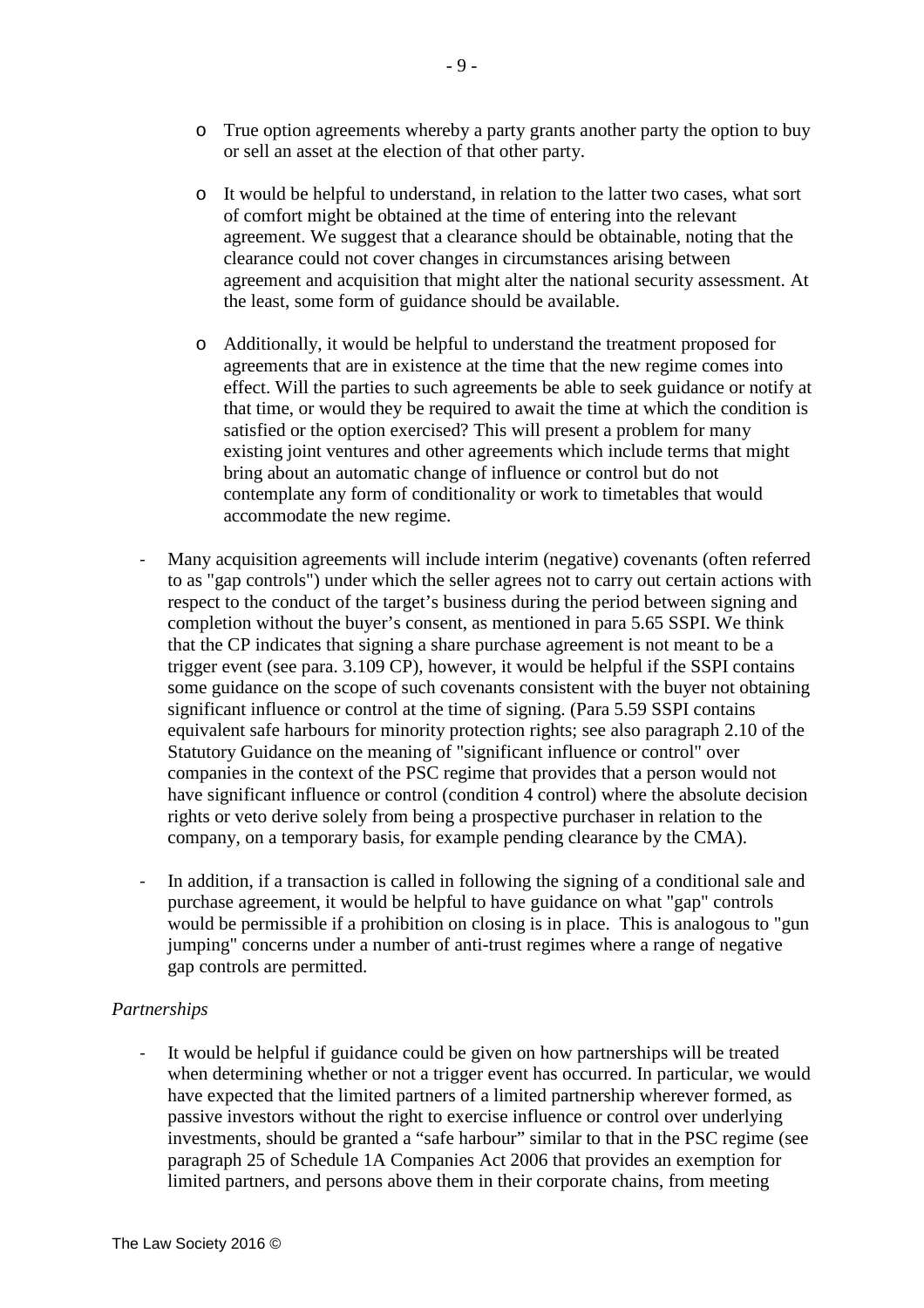- True option agreements whereby a party grants another party the option to buy or sell an asset at the election of that other party.

- It would be helpful to understand, in relation to the latter two cases, what sort of comfort might be obtained at the time of entering into the relevant agreement. We suggest that a clearance should be obtainable, noting that the clearance could not cover changes in circumstances arising between agreement and acquisition that might alter the national security assessment. At the least, some form of guidance should be available.

- Additionally, it would be helpful to understand the treatment proposed for agreements that are in existence at the time that the new regime comes into effect. Will the parties to such agreements be able to seek guidance or notify at that time, or would they be required to await the time at which the condition is satisfied or the option exercised? This will present a problem for many existing joint ventures and other agreements which include terms that might bring about an automatic change of influence or control but do not contemplate any form of conditionality or work to timetables that would accommodate the new regime.

- Many acquisition agreements will include interim (negative) covenants (often referred to as "gap controls") under which the seller agrees not to carry out certain actions with respect to the conduct of the target's business during the period between signing and completion without the buyer's consent, as mentioned in para 5.65 SSPI. We think that the CP indicates that signing a share purchase agreement is not meant to be a trigger event (see para. 3.109 CP), however, it would be helpful if the SSPI contains some guidance on the scope of such covenants consistent with the buyer not obtaining significant influence or control at the time of signing. (Para 5.59 SSPI contains equivalent safe harbours for minority protection rights; see also paragraph 2.10 of the Statutory Guidance on the meaning of "significant influence or control" over companies in the context of the PSC regime that provides that a person would not have significant influence or control (condition 4 control) where the absolute decision rights or veto derive solely from being a prospective purchaser in relation to the company, on a temporary basis, for example pending clearance by the CMA).

- In addition, if a transaction is called in following the signing of a conditional sale and purchase agreement, it would be helpful to have guidance on what "gap" controls would be permissible if a prohibition on closing is in place. This is analogous to "gun jumping" concerns under a number of anti-trust regimes where a range of negative gap controls are permitted.

*Partnerships*

- It would be helpful if guidance could be given on how partnerships will be treated when determining whether or not a trigger event has occurred. In particular, we would have expected that the limited partners of a limited partnership wherever formed, as passive investors without the right to exercise influence or control over underlying investments, should be granted a "safe harbour" similar to that in the PSC regime (see paragraph 25 of Schedule 1A Companies Act 2006 that provides an exemption for limited partners, and persons above them in their corporate chains, from meeting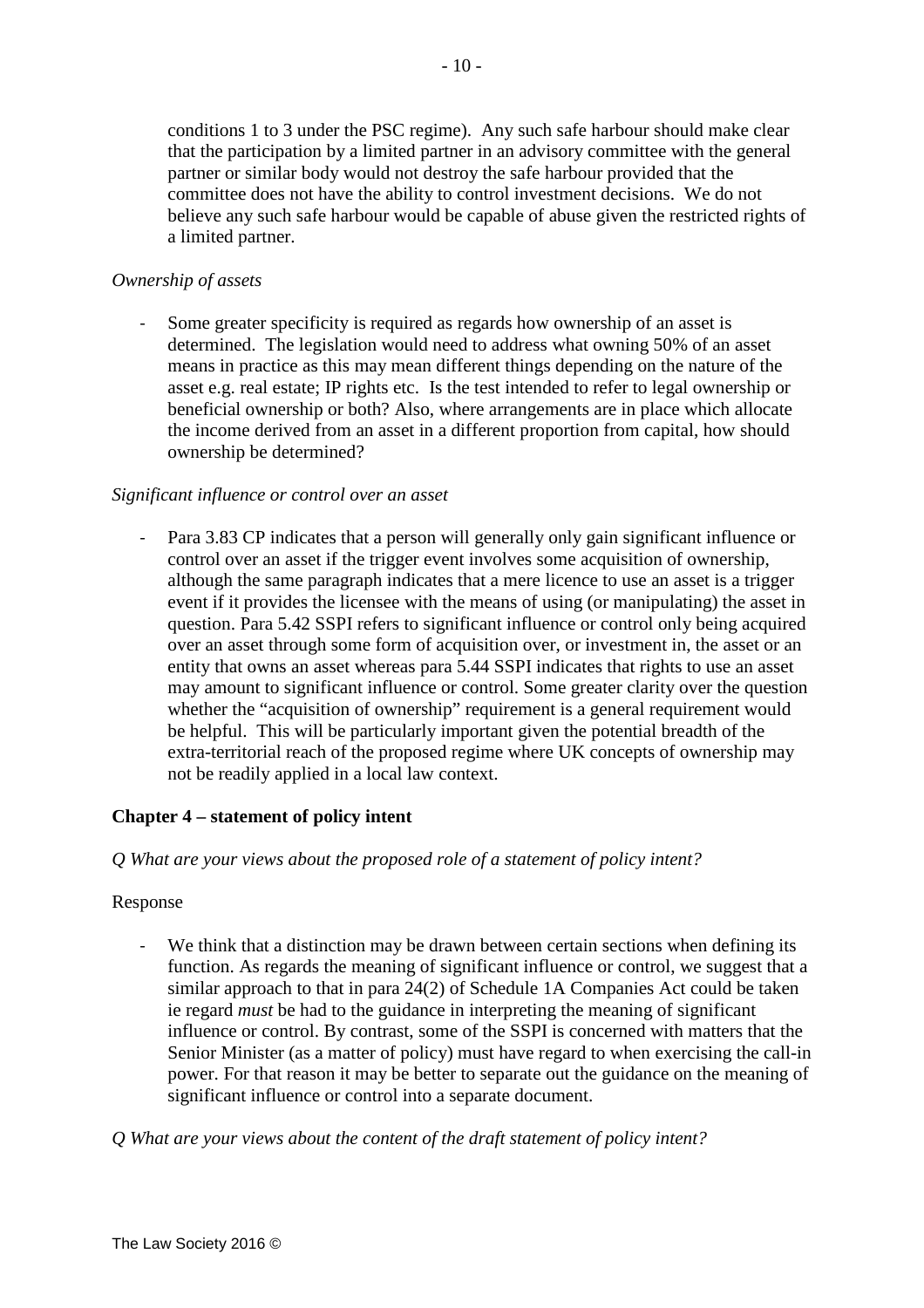conditions 1 to 3 under the PSC regime). Any such safe harbour should make clear that the participation by a limited partner in an advisory committee with the general partner or similar body would not destroy the safe harbour provided that the committee does not have the ability to control investment decisions. We do not believe any such safe harbour would be capable of abuse given the restricted rights of a limited partner.

*Ownership of assets*

- Some greater specificity is required as regards how ownership of an asset is determined. The legislation would need to address what owning 50% of an asset means in practice as this may mean different things depending on the nature of the asset e.g. real estate; IP rights etc. Is the test intended to refer to legal ownership or beneficial ownership or both? Also, where arrangements are in place which allocate the income derived from an asset in a different proportion from capital, how should ownership be determined?

*Significant influence or control over an asset*

- Para 3.83 CP indicates that a person will generally only gain significant influence or control over an asset if the trigger event involves some acquisition of ownership, although the same paragraph indicates that a mere licence to use an asset is a trigger event if it provides the licensee with the means of using (or manipulating) the asset in question. Para 5.42 SSPI refers to significant influence or control only being acquired over an asset through some form of acquisition over, or investment in, the asset or an entity that owns an asset whereas para 5.44 SSPI indicates that rights to use an asset may amount to significant influence or control. Some greater clarity over the question whether the "acquisition of ownership" requirement is a general requirement would be helpful. This will be particularly important given the potential breadth of the extra-territorial reach of the proposed regime where UK concepts of ownership may not be readily applied in a local law context.

**Chapter 4 – statement of policy intent**

*Q What are your views about the proposed role of a statement of policy intent?*

Response

- We think that a distinction may be drawn between certain sections when defining its function. As regards the meaning of significant influence or control, we suggest that a similar approach to that in para 24(2) of Schedule 1A Companies Act could be taken ie regard *must* be had to the guidance in interpreting the meaning of significant influence or control. By contrast, some of the SSPI is concerned with matters that the Senior Minister (as a matter of policy) must have regard to when exercising the call-in power. For that reason it may be better to separate out the guidance on the meaning of significant influence or control into a separate document.

*Q What are your views about the content of the draft statement of policy intent?*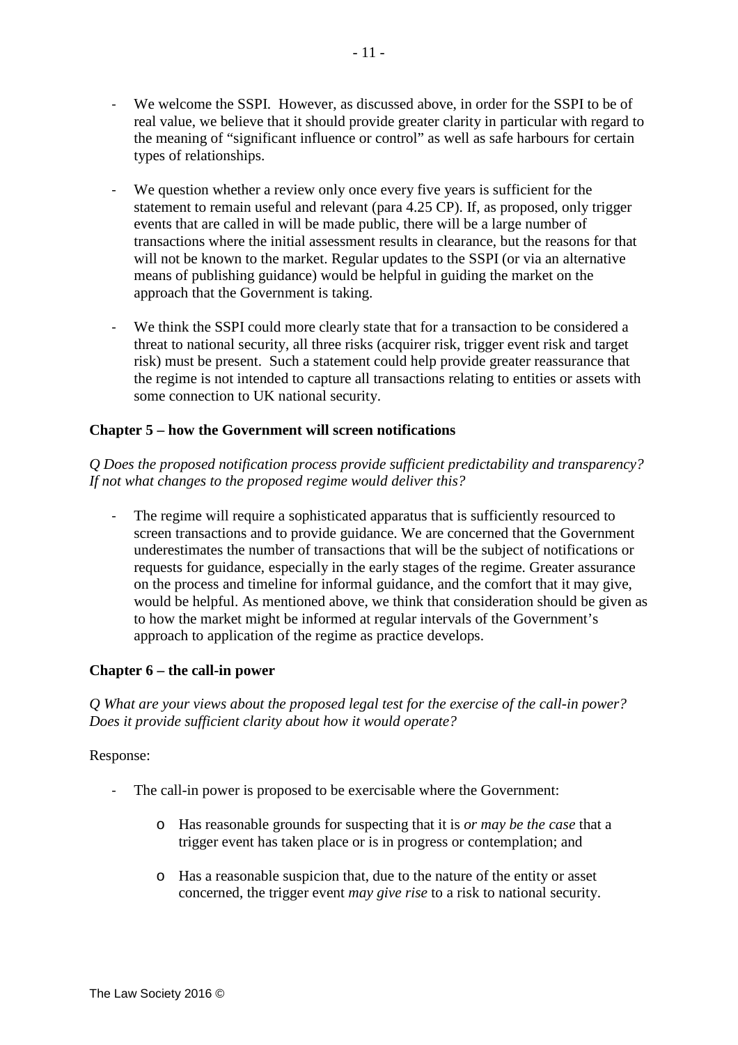- We welcome the SSPI. However, as discussed above, in order for the SSPI to be of real value, we believe that it should provide greater clarity in particular with regard to the meaning of "significant influence or control" as well as safe harbours for certain types of relationships.

- We question whether a review only once every five years is sufficient for the statement to remain useful and relevant (para 4.25 CP). If, as proposed, only trigger events that are called in will be made public, there will be a large number of transactions where the initial assessment results in clearance, but the reasons for that will not be known to the market. Regular updates to the SSPI (or via an alternative means of publishing guidance) would be helpful in guiding the market on the approach that the Government is taking.

- We think the SSPI could more clearly state that for a transaction to be considered a threat to national security, all three risks (acquirer risk, trigger event risk and target risk) must be present. Such a statement could help provide greater reassurance that the regime is not intended to capture all transactions relating to entities or assets with some connection to UK national security.

**Chapter 5 – how the Government will screen notifications**

*Q Does the proposed notification process provide sufficient predictability and transparency? If not what changes to the proposed regime would deliver this?*

- The regime will require a sophisticated apparatus that is sufficiently resourced to screen transactions and to provide guidance. We are concerned that the Government underestimates the number of transactions that will be the subject of notifications or requests for guidance, especially in the early stages of the regime. Greater assurance on the process and timeline for informal guidance, and the comfort that it may give, would be helpful. As mentioned above, we think that consideration should be given as to how the market might be informed at regular intervals of the Government's approach to application of the regime as practice develops.

**Chapter 6 – the call-in power**

*Q What are your views about the proposed legal test for the exercise of the call-in power? Does it provide sufficient clarity about how it would operate?*

Response:

- The call-in power is proposed to be exercisable where the Government:
  - Has reasonable grounds for suspecting that it is *or may be the case* that a trigger event has taken place or is in progress or contemplation; and
  - Has a reasonable suspicion that, due to the nature of the entity or asset concerned, the trigger event *may give rise* to a risk to national security.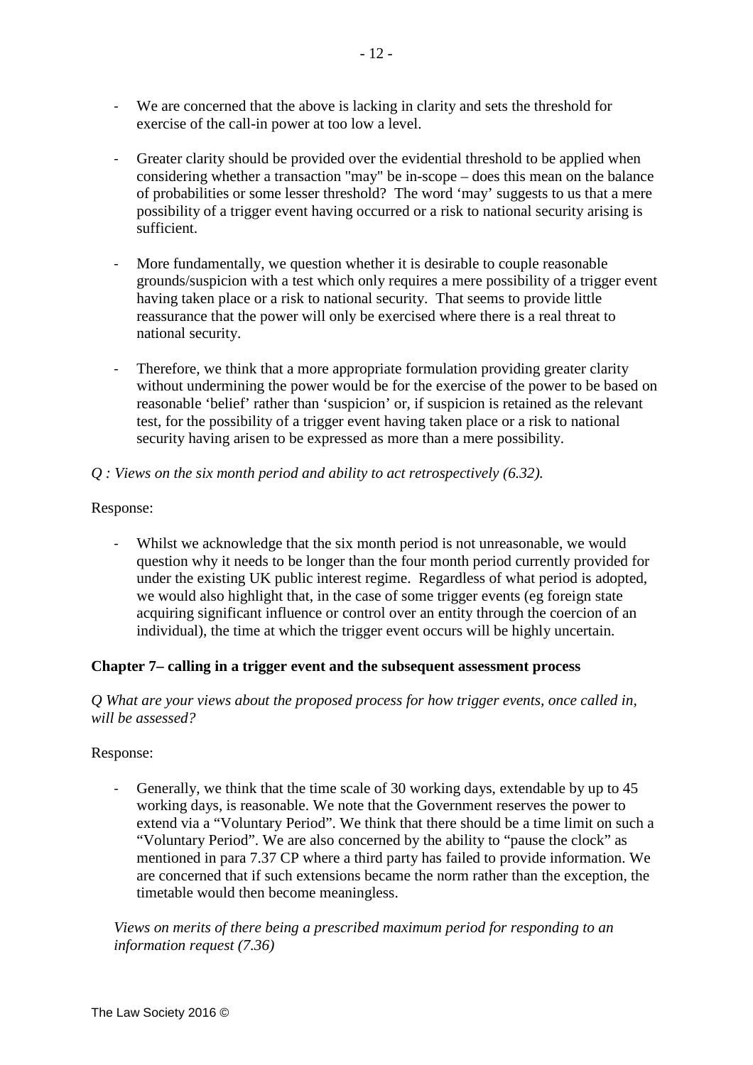- We are concerned that the above is lacking in clarity and sets the threshold for exercise of the call-in power at too low a level.

- Greater clarity should be provided over the evidential threshold to be applied when considering whether a transaction "may" be in-scope – does this mean on the balance of probabilities or some lesser threshold? The word 'may' suggests to us that a mere possibility of a trigger event having occurred or a risk to national security arising is sufficient.

- More fundamentally, we question whether it is desirable to couple reasonable grounds/suspicion with a test which only requires a mere possibility of a trigger event having taken place or a risk to national security. That seems to provide little reassurance that the power will only be exercised where there is a real threat to national security.

- Therefore, we think that a more appropriate formulation providing greater clarity without undermining the power would be for the exercise of the power to be based on reasonable 'belief' rather than 'suspicion' or, if suspicion is retained as the relevant test, for the possibility of a trigger event having taken place or a risk to national security having arisen to be expressed as more than a mere possibility.

*Q : Views on the six month period and ability to act retrospectively (6.32).*

Response:

- Whilst we acknowledge that the six month period is not unreasonable, we would question why it needs to be longer than the four month period currently provided for under the existing UK public interest regime. Regardless of what period is adopted, we would also highlight that, in the case of some trigger events (eg foreign state acquiring significant influence or control over an entity through the coercion of an individual), the time at which the trigger event occurs will be highly uncertain.

**Chapter 7– calling in a trigger event and the subsequent assessment process**

*Q What are your views about the proposed process for how trigger events, once called in, will be assessed?*

Response:

- Generally, we think that the time scale of 30 working days, extendable by up to 45 working days, is reasonable. We note that the Government reserves the power to extend via a "Voluntary Period". We think that there should be a time limit on such a "Voluntary Period". We are also concerned by the ability to "pause the clock" as mentioned in para 7.37 CP where a third party has failed to provide information. We are concerned that if such extensions became the norm rather than the exception, the timetable would then become meaningless.

*Views on merits of there being a prescribed maximum period for responding to an information request (7.36)*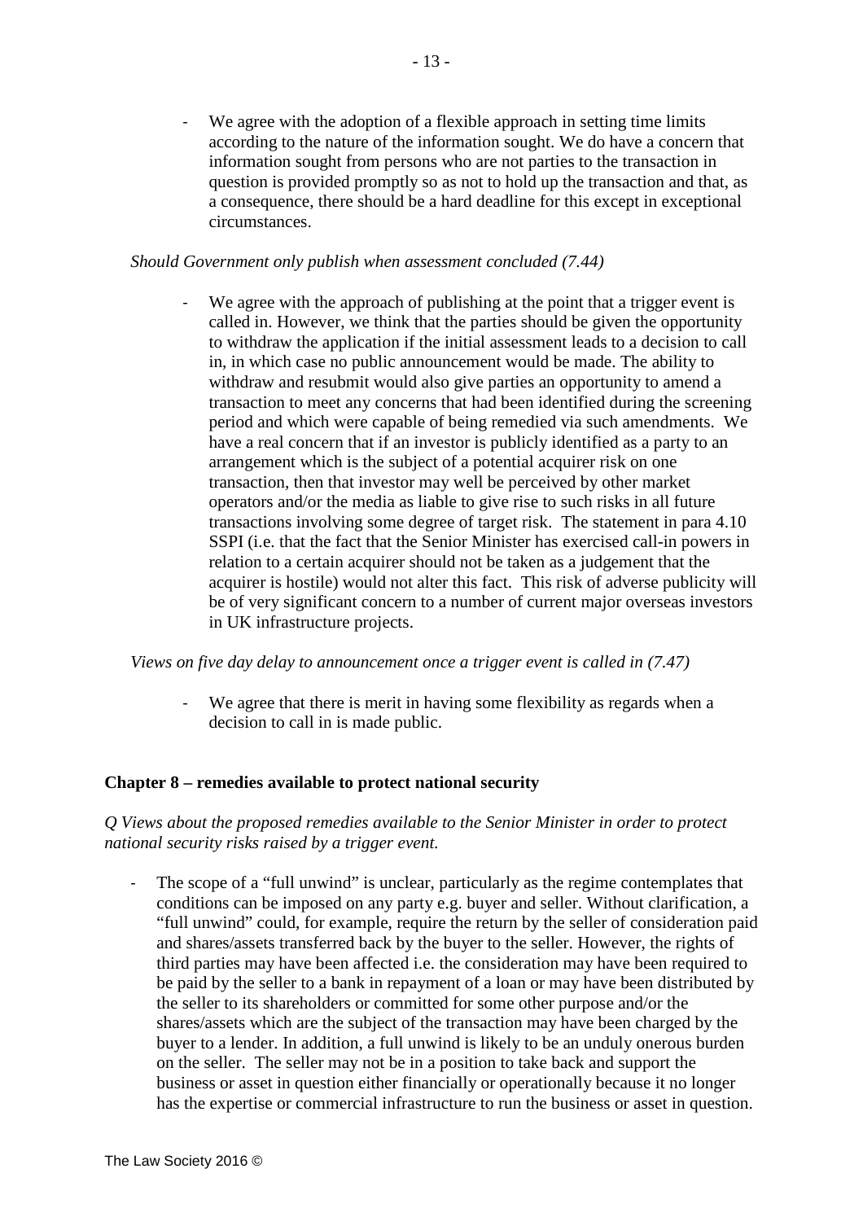- We agree with the adoption of a flexible approach in setting time limits according to the nature of the information sought. We do have a concern that information sought from persons who are not parties to the transaction in question is provided promptly so as not to hold up the transaction and that, as a consequence, there should be a hard deadline for this except in exceptional circumstances.

*Should Government only publish when assessment concluded (7.44)*

- We agree with the approach of publishing at the point that a trigger event is called in. However, we think that the parties should be given the opportunity to withdraw the application if the initial assessment leads to a decision to call in, in which case no public announcement would be made. The ability to withdraw and resubmit would also give parties an opportunity to amend a transaction to meet any concerns that had been identified during the screening period and which were capable of being remedied via such amendments. We have a real concern that if an investor is publicly identified as a party to an arrangement which is the subject of a potential acquirer risk on one transaction, then that investor may well be perceived by other market operators and/or the media as liable to give rise to such risks in all future transactions involving some degree of target risk. The statement in para 4.10 SSPI (i.e. that the fact that the Senior Minister has exercised call-in powers in relation to a certain acquirer should not be taken as a judgement that the acquirer is hostile) would not alter this fact. This risk of adverse publicity will be of very significant concern to a number of current major overseas investors in UK infrastructure projects.

*Views on five day delay to announcement once a trigger event is called in (7.47)*

- We agree that there is merit in having some flexibility as regards when a decision to call in is made public.

**Chapter 8 – remedies available to protect national security**

*Q Views about the proposed remedies available to the Senior Minister in order to protect national security risks raised by a trigger event.*

- The scope of a "full unwind" is unclear, particularly as the regime contemplates that conditions can be imposed on any party e.g. buyer and seller. Without clarification, a "full unwind" could, for example, require the return by the seller of consideration paid and shares/assets transferred back by the buyer to the seller. However, the rights of third parties may have been affected i.e. the consideration may have been required to be paid by the seller to a bank in repayment of a loan or may have been distributed by the seller to its shareholders or committed for some other purpose and/or the shares/assets which are the subject of the transaction may have been charged by the buyer to a lender. In addition, a full unwind is likely to be an unduly onerous burden on the seller. The seller may not be in a position to take back and support the business or asset in question either financially or operationally because it no longer has the expertise or commercial infrastructure to run the business or asset in question.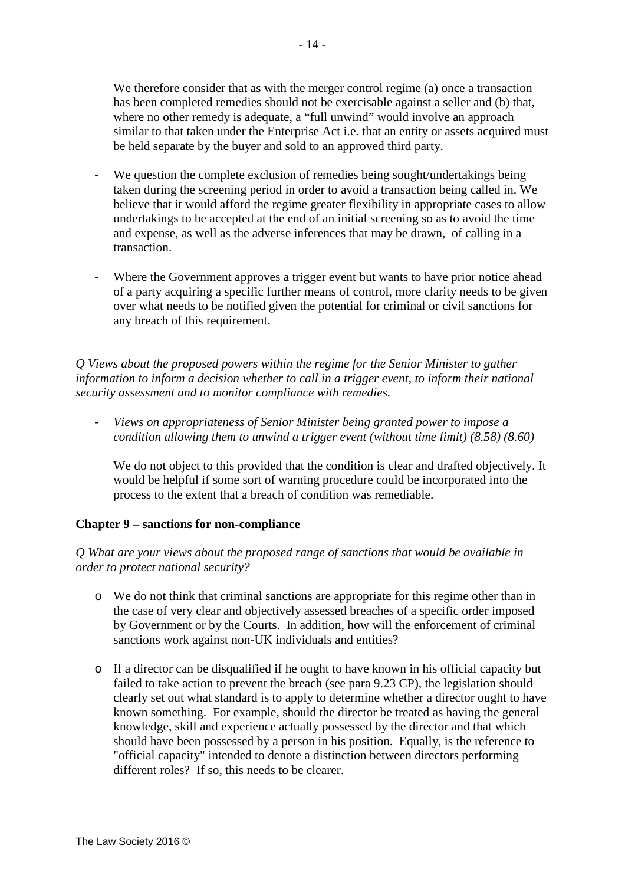We therefore consider that as with the merger control regime (a) once a transaction has been completed remedies should not be exercisable against a seller and (b) that, where no other remedy is adequate, a "full unwind" would involve an approach similar to that taken under the Enterprise Act i.e. that an entity or assets acquired must be held separate by the buyer and sold to an approved third party.

- We question the complete exclusion of remedies being sought/undertakings being taken during the screening period in order to avoid a transaction being called in. We believe that it would afford the regime greater flexibility in appropriate cases to allow undertakings to be accepted at the end of an initial screening so as to avoid the time and expense, as well as the adverse inferences that may be drawn, of calling in a transaction.

- Where the Government approves a trigger event but wants to have prior notice ahead of a party acquiring a specific further means of control, more clarity needs to be given over what needs to be notified given the potential for criminal or civil sanctions for any breach of this requirement.

*Q Views about the proposed powers within the regime for the Senior Minister to gather information to inform a decision whether to call in a trigger event, to inform their national security assessment and to monitor compliance with remedies.*

- *Views on appropriateness of Senior Minister being granted power to impose a condition allowing them to unwind a trigger event (without time limit) (8.58) (8.60)*

  We do not object to this provided that the condition is clear and drafted objectively. It would be helpful if some sort of warning procedure could be incorporated into the process to the extent that a breach of condition was remediable.

**Chapter 9 – sanctions for non-compliance**

*Q What are your views about the proposed range of sanctions that would be available in order to protect national security?*

- We do not think that criminal sanctions are appropriate for this regime other than in the case of very clear and objectively assessed breaches of a specific order imposed by Government or by the Courts. In addition, how will the enforcement of criminal sanctions work against non-UK individuals and entities?

- If a director can be disqualified if he ought to have known in his official capacity but failed to take action to prevent the breach (see para 9.23 CP), the legislation should clearly set out what standard is to apply to determine whether a director ought to have known something. For example, should the director be treated as having the general knowledge, skill and experience actually possessed by the director and that which should have been possessed by a person in his position. Equally, is the reference to "official capacity" intended to denote a distinction between directors performing different roles? If so, this needs to be clearer.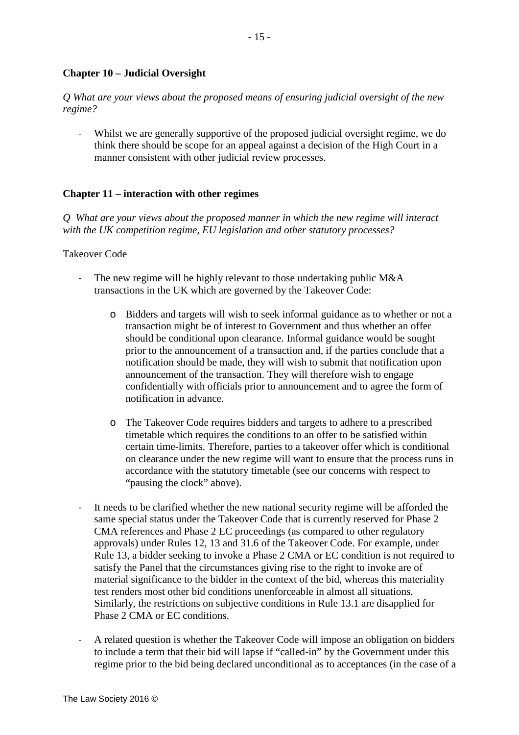**Chapter 10 – Judicial Oversight**

*Q What are your views about the proposed means of ensuring judicial oversight of the new regime?*

- Whilst we are generally supportive of the proposed judicial oversight regime, we do think there should be scope for an appeal against a decision of the High Court in a manner consistent with other judicial review processes.

**Chapter 11 – interaction with other regimes**

*Q What are your views about the proposed manner in which the new regime will interact with the UK competition regime, EU legislation and other statutory processes?*

Takeover Code

- The new regime will be highly relevant to those undertaking public M&A transactions in the UK which are governed by the Takeover Code:
    - Bidders and targets will wish to seek informal guidance as to whether or not a transaction might be of interest to Government and thus whether an offer should be conditional upon clearance. Informal guidance would be sought prior to the announcement of a transaction and, if the parties conclude that a notification should be made, they will wish to submit that notification upon announcement of the transaction. They will therefore wish to engage confidentially with officials prior to announcement and to agree the form of notification in advance.
    - The Takeover Code requires bidders and targets to adhere to a prescribed timetable which requires the conditions to an offer to be satisfied within certain time-limits. Therefore, parties to a takeover offer which is conditional on clearance under the new regime will want to ensure that the process runs in accordance with the statutory timetable (see our concerns with respect to "pausing the clock" above).
- It needs to be clarified whether the new national security regime will be afforded the same special status under the Takeover Code that is currently reserved for Phase 2 CMA references and Phase 2 EC proceedings (as compared to other regulatory approvals) under Rules 12, 13 and 31.6 of the Takeover Code. For example, under Rule 13, a bidder seeking to invoke a Phase 2 CMA or EC condition is not required to satisfy the Panel that the circumstances giving rise to the right to invoke are of material significance to the bidder in the context of the bid, whereas this materiality test renders most other bid conditions unenforceable in almost all situations. Similarly, the restrictions on subjective conditions in Rule 13.1 are disapplied for Phase 2 CMA or EC conditions.
- A related question is whether the Takeover Code will impose an obligation on bidders to include a term that their bid will lapse if "called-in" by the Government under this regime prior to the bid being declared unconditional as to acceptances (in the case of a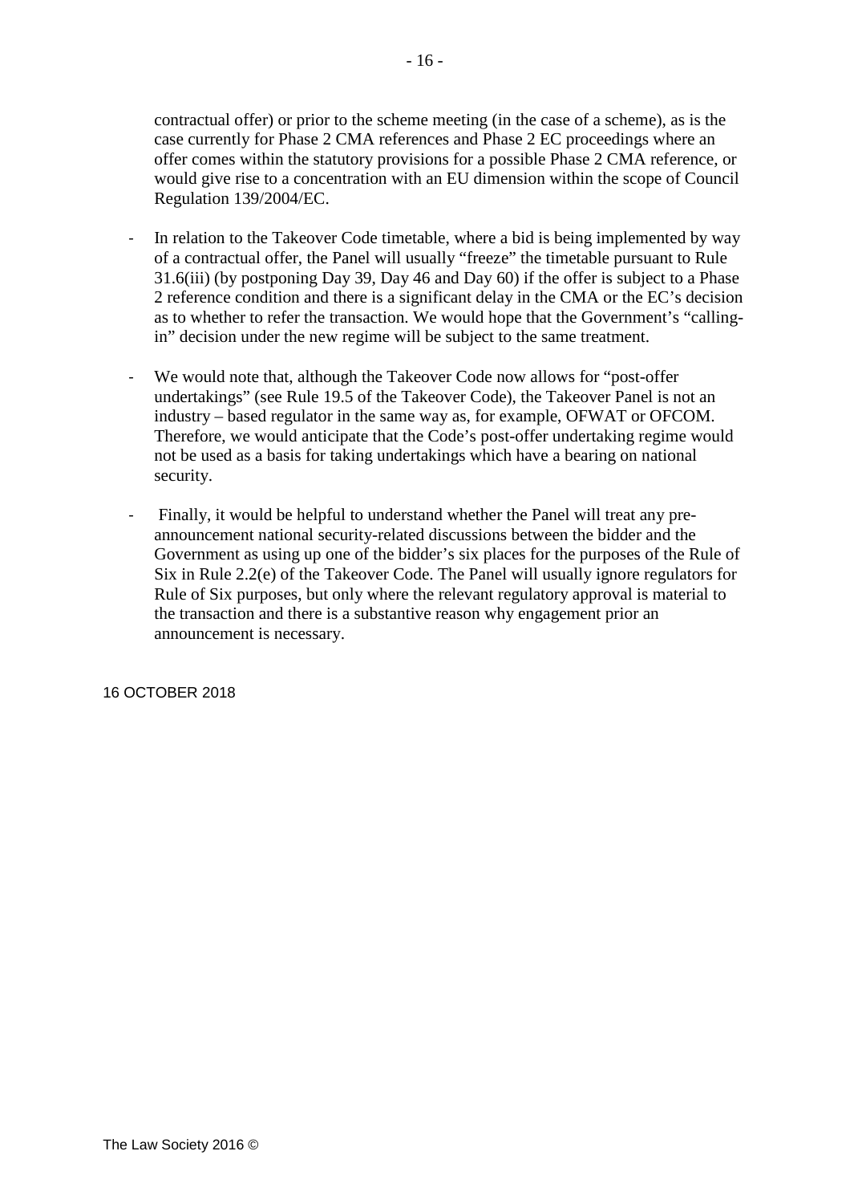contractual offer) or prior to the scheme meeting (in the case of a scheme), as is the case currently for Phase 2 CMA references and Phase 2 EC proceedings where an offer comes within the statutory provisions for a possible Phase 2 CMA reference, or would give rise to a concentration with an EU dimension within the scope of Council Regulation 139/2004/EC.

- In relation to the Takeover Code timetable, where a bid is being implemented by way of a contractual offer, the Panel will usually "freeze" the timetable pursuant to Rule 31.6(iii) (by postponing Day 39, Day 46 and Day 60) if the offer is subject to a Phase 2 reference condition and there is a significant delay in the CMA or the EC's decision as to whether to refer the transaction. We would hope that the Government's "calling-in" decision under the new regime will be subject to the same treatment.

- We would note that, although the Takeover Code now allows for "post-offer undertakings" (see Rule 19.5 of the Takeover Code), the Takeover Panel is not an industry – based regulator in the same way as, for example, OFWAT or OFCOM. Therefore, we would anticipate that the Code's post-offer undertaking regime would not be used as a basis for taking undertakings which have a bearing on national security.

- Finally, it would be helpful to understand whether the Panel will treat any pre-announcement national security-related discussions between the bidder and the Government as using up one of the bidder's six places for the purposes of the Rule of Six in Rule 2.2(e) of the Takeover Code. The Panel will usually ignore regulators for Rule of Six purposes, but only where the relevant regulatory approval is material to the transaction and there is a substantive reason why engagement prior an announcement is necessary.

16 OCTOBER 2018